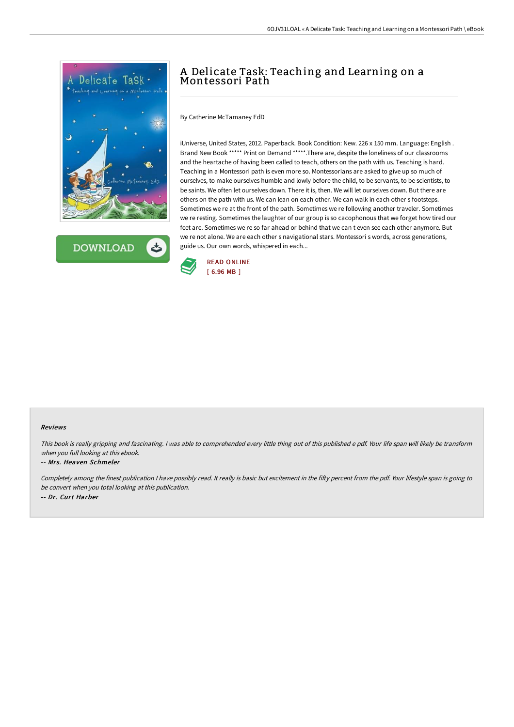# A Delicate Task: Teaching and Learning on a Montessori Path

By Catherine McTamaney EdD

iUniverse, United States, 2012. Paperback. Book Condition: New. 226 x 150 mm. Language: English . Brand New Book ***** Print on Demand *****.There are, despite the loneliness of our classrooms and the heartache of having been called to teach, others on the path with us. Teaching is hard. Teaching in a Montessori path is even more so. Montessorians are asked to give up so much of ourselves, to make ourselves humble and lowly before the child, to be servants, to be scientists, to be saints. We often let ourselves down. There it is, then. We will let ourselves down. But there are others on the path with us. We can lean on each other. We can walk in each other s footsteps. Sometimes we re at the front of the path. Sometimes we re following another traveler. Sometimes we re resting. Sometimes the laughter of our group is so cacophonous that we forget how tired our feet are. Sometimes we re so far ahead or behind that we can t even see each other anymore. But we re not alone. We are each other s navigational stars. Montessori s words, across generations, guide us. Our own words, whispered in each...

READ ONLINE
[ 6.96 MB ]

DOWNLOAD

#### Reviews

*This book is really gripping and fascinating. I was able to comprehended every little thing out of this published e pdf. Your life span will likely be transform when you full looking at this ebook.*

-- *Mrs. Heaven Schmeler*

*Completely among the finest publication I have possibly read. It really is basic but excitement in the fifty percent from the pdf. Your lifestyle span is going to be convert when you total looking at this publication.*

-- *Dr. Curt Harber*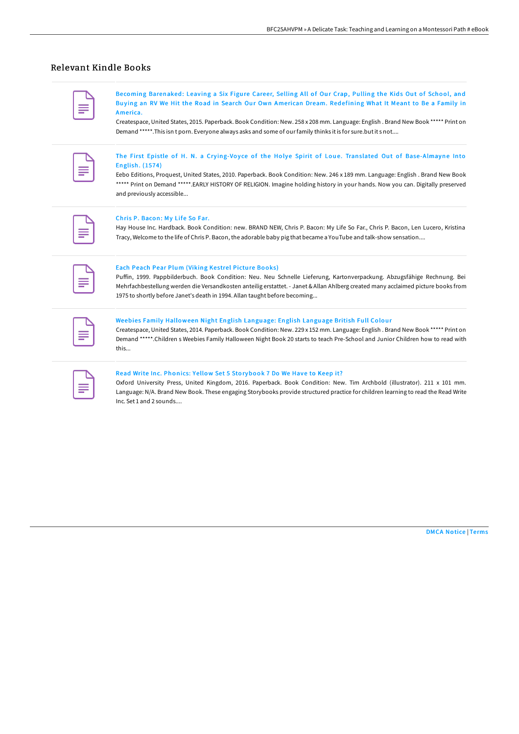## Relevant Kindle Books

### Becoming Barenaked: Leaving a Six Figure Career, Selling All of Our Crap, Pulling the Kids Out of School, and Buying an RV We Hit the Road in Search Our Own American Dream. Redefining What It Meant to Be a Family in America.

Createspace, United States, 2015. Paperback. Book Condition: New. 258 x 208 mm. Language: English . Brand New Book ***** Print on Demand *****.This isn t porn. Everyone always asks and some of our family thinks it is for sure.but it s not....

### The First Epistle of H. N. a Crying-Voyce of the Holye Spirit of Loue. Translated Out of Base-Almayne Into English. (1574)

Eebo Editions, Proquest, United States, 2010. Paperback. Book Condition: New. 246 x 189 mm. Language: English . Brand New Book ***** Print on Demand *****.EARLY HISTORY OF RELIGION. Imagine holding history in your hands. Now you can. Digitally preserved and previously accessible...

### Chris P. Bacon: My Life So Far.

Hay House Inc. Hardback. Book Condition: new. BRAND NEW, Chris P. Bacon: My Life So Far., Chris P. Bacon, Len Lucero, Kristina Tracy, Welcome to the life of Chris P. Bacon, the adorable baby pig that became a YouTube and talk-show sensation....

### Each Peach Pear Plum (Viking Kestrel Picture Books)

Puffin, 1999. Pappbilderbuch. Book Condition: Neu. Neu Schnelle Lieferung, Kartonverpackung. Abzugsfähige Rechnung. Bei Mehrfachbestellung werden die Versandkosten anteilig erstattet. - Janet & Allan Ahlberg created many acclaimed picture books from 1975 to shortly before Janet's death in 1994. Allan taught before becoming...

### Weebies Family Halloween Night English Language: English Language British Full Colour

Createspace, United States, 2014. Paperback. Book Condition: New. 229 x 152 mm. Language: English . Brand New Book ***** Print on Demand *****.Children s Weebies Family Halloween Night Book 20 starts to teach Pre-School and Junior Children how to read with this...

### Read Write Inc. Phonics: Yellow Set 5 Storybook 7 Do We Have to Keep it?

Oxford University Press, United Kingdom, 2016. Paperback. Book Condition: New. Tim Archbold (illustrator). 211 x 101 mm. Language: N/A. Brand New Book. These engaging Storybooks provide structured practice for children learning to read the Read Write Inc. Set 1 and 2 sounds....